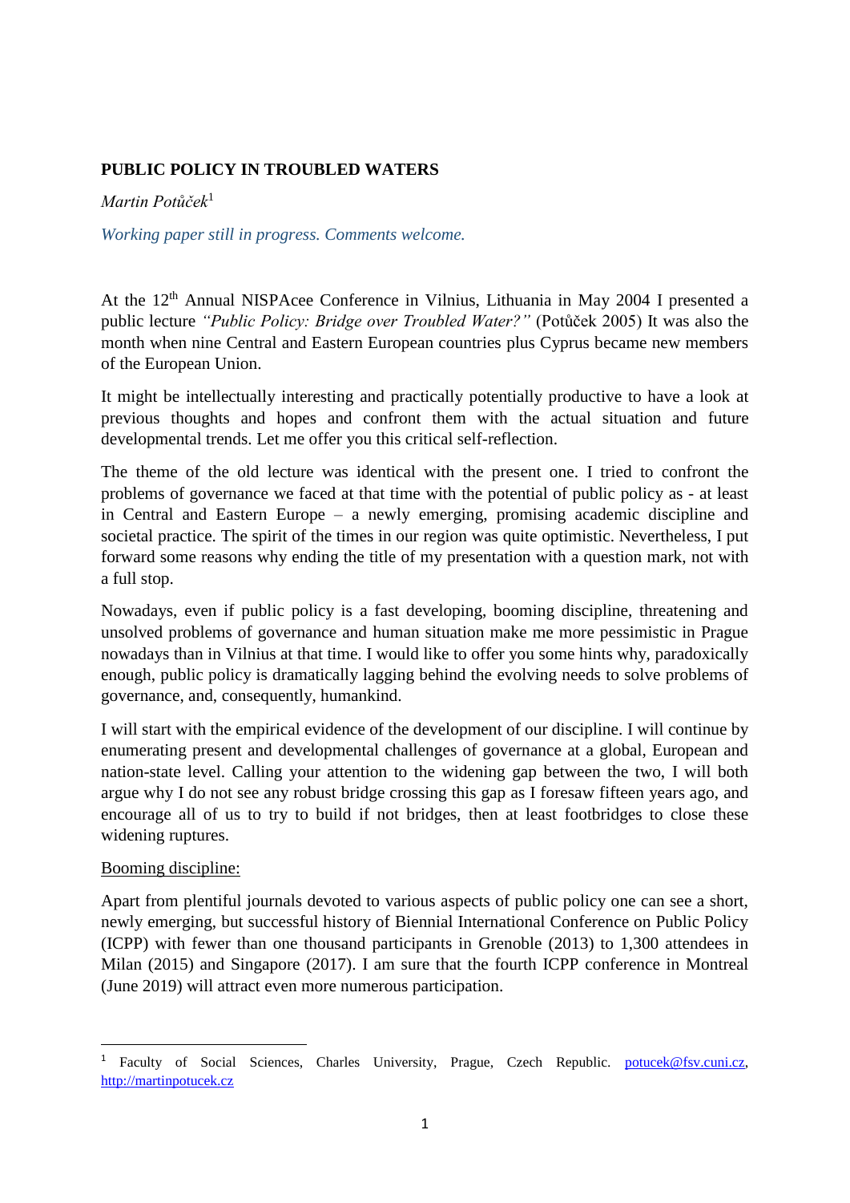# PUBLIC POLICY IN TROUBLED WATERS

*Martin Potůček*[1]

*Working paper still in progress. Comments welcome.*

At the 12th Annual NISPAcee Conference in Vilnius, Lithuania in May 2004 I presented a public lecture *"Public Policy: Bridge over Troubled Water?"* (Potůček 2005) It was also the month when nine Central and Eastern European countries plus Cyprus became new members of the European Union.

It might be intellectually interesting and practically potentially productive to have a look at previous thoughts and hopes and confront them with the actual situation and future developmental trends. Let me offer you this critical self-reflection.

The theme of the old lecture was identical with the present one. I tried to confront the problems of governance we faced at that time with the potential of public policy as - at least in Central and Eastern Europe – a newly emerging, promising academic discipline and societal practice. The spirit of the times in our region was quite optimistic. Nevertheless, I put forward some reasons why ending the title of my presentation with a question mark, not with a full stop.

Nowadays, even if public policy is a fast developing, booming discipline, threatening and unsolved problems of governance and human situation make me more pessimistic in Prague nowadays than in Vilnius at that time. I would like to offer you some hints why, paradoxically enough, public policy is dramatically lagging behind the evolving needs to solve problems of governance, and, consequently, humankind.

I will start with the empirical evidence of the development of our discipline. I will continue by enumerating present and developmental challenges of governance at a global, European and nation-state level. Calling your attention to the widening gap between the two, I will both argue why I do not see any robust bridge crossing this gap as I foresaw fifteen years ago, and encourage all of us to try to build if not bridges, then at least footbridges to close these widening ruptures.

## Booming discipline:

Apart from plentiful journals devoted to various aspects of public policy one can see a short, newly emerging, but successful history of Biennial International Conference on Public Policy (ICPP) with fewer than one thousand participants in Grenoble (2013) to 1,300 attendees in Milan (2015) and Singapore (2017). I am sure that the fourth ICPP conference in Montreal (June 2019) will attract even more numerous participation.

---

[1] Faculty of Social Sciences, Charles University, Prague, Czech Republic. potucek@fsv.cuni.cz, http://martinpotucek.cz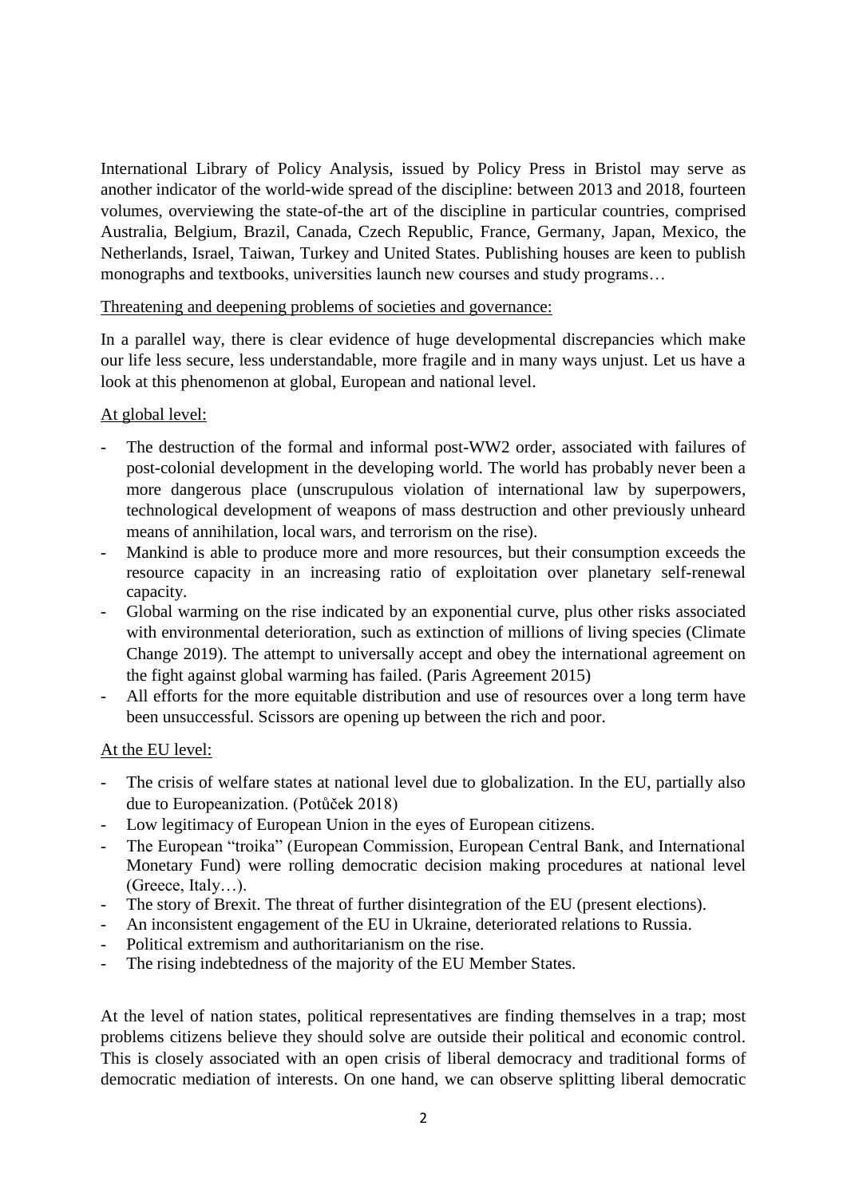International Library of Policy Analysis, issued by Policy Press in Bristol may serve as another indicator of the world-wide spread of the discipline: between 2013 and 2018, fourteen volumes, overviewing the state-of-the art of the discipline in particular countries, comprised Australia, Belgium, Brazil, Canada, Czech Republic, France, Germany, Japan, Mexico, the Netherlands, Israel, Taiwan, Turkey and United States. Publishing houses are keen to publish monographs and textbooks, universities launch new courses and study programs…

Threatening and deepening problems of societies and governance:

In a parallel way, there is clear evidence of huge developmental discrepancies which make our life less secure, less understandable, more fragile and in many ways unjust. Let us have a look at this phenomenon at global, European and national level.

At global level:

- The destruction of the formal and informal post-WW2 order, associated with failures of post-colonial development in the developing world. The world has probably never been a more dangerous place (unscrupulous violation of international law by superpowers, technological development of weapons of mass destruction and other previously unheard means of annihilation, local wars, and terrorism on the rise).
- Mankind is able to produce more and more resources, but their consumption exceeds the resource capacity in an increasing ratio of exploitation over planetary self-renewal capacity.
- Global warming on the rise indicated by an exponential curve, plus other risks associated with environmental deterioration, such as extinction of millions of living species (Climate Change 2019). The attempt to universally accept and obey the international agreement on the fight against global warming has failed. (Paris Agreement 2015)
- All efforts for the more equitable distribution and use of resources over a long term have been unsuccessful. Scissors are opening up between the rich and poor.

At the EU level:

- The crisis of welfare states at national level due to globalization. In the EU, partially also due to Europeanization. (Potůček 2018)
- Low legitimacy of European Union in the eyes of European citizens.
- The European "troika" (European Commission, European Central Bank, and International Monetary Fund) were rolling democratic decision making procedures at national level (Greece, Italy…).
- The story of Brexit. The threat of further disintegration of the EU (present elections).
- An inconsistent engagement of the EU in Ukraine, deteriorated relations to Russia.
- Political extremism and authoritarianism on the rise.
- The rising indebtedness of the majority of the EU Member States.

At the level of nation states, political representatives are finding themselves in a trap; most problems citizens believe they should solve are outside their political and economic control. This is closely associated with an open crisis of liberal democracy and traditional forms of democratic mediation of interests. On one hand, we can observe splitting liberal democratic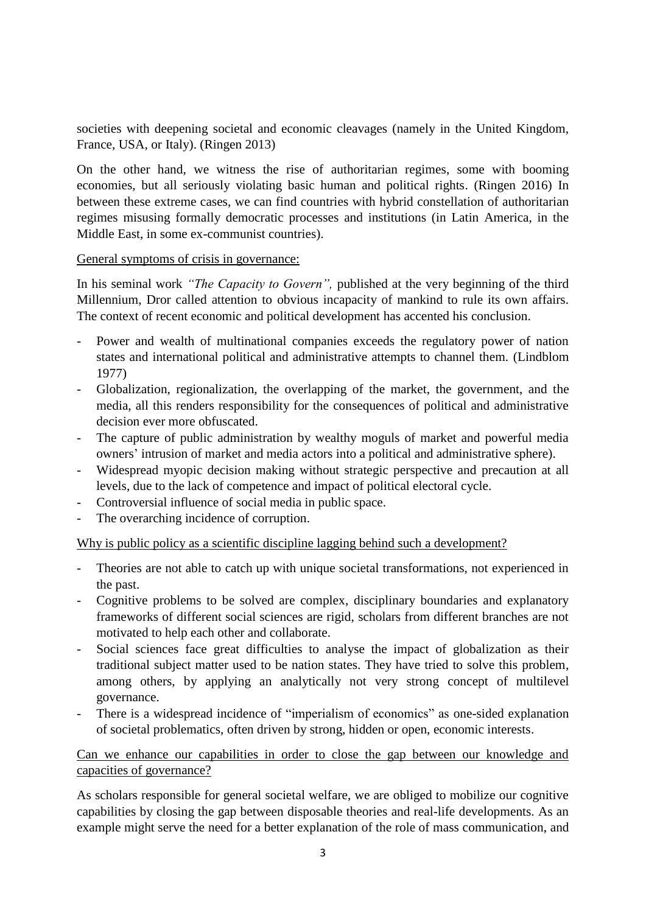societies with deepening societal and economic cleavages (namely in the United Kingdom, France, USA, or Italy). (Ringen 2013)

On the other hand, we witness the rise of authoritarian regimes, some with booming economies, but all seriously violating basic human and political rights. (Ringen 2016) In between these extreme cases, we can find countries with hybrid constellation of authoritarian regimes misusing formally democratic processes and institutions (in Latin America, in the Middle East, in some ex-communist countries).

<u>General symptoms of crisis in governance:</u>

In his seminal work *"The Capacity to Govern",* published at the very beginning of the third Millennium, Dror called attention to obvious incapacity of mankind to rule its own affairs. The context of recent economic and political development has accented his conclusion.

- Power and wealth of multinational companies exceeds the regulatory power of nation states and international political and administrative attempts to channel them. (Lindblom 1977)
- Globalization, regionalization, the overlapping of the market, the government, and the media, all this renders responsibility for the consequences of political and administrative decision ever more obfuscated.
- The capture of public administration by wealthy moguls of market and powerful media owners' intrusion of market and media actors into a political and administrative sphere).
- Widespread myopic decision making without strategic perspective and precaution at all levels, due to the lack of competence and impact of political electoral cycle.
- Controversial influence of social media in public space.
- The overarching incidence of corruption.

<u>Why is public policy as a scientific discipline lagging behind such a development?</u>

- Theories are not able to catch up with unique societal transformations, not experienced in the past.
- Cognitive problems to be solved are complex, disciplinary boundaries and explanatory frameworks of different social sciences are rigid, scholars from different branches are not motivated to help each other and collaborate.
- Social sciences face great difficulties to analyse the impact of globalization as their traditional subject matter used to be nation states. They have tried to solve this problem, among others, by applying an analytically not very strong concept of multilevel governance.
- There is a widespread incidence of "imperialism of economics" as one-sided explanation of societal problematics, often driven by strong, hidden or open, economic interests.

<u>Can we enhance our capabilities in order to close the gap between our knowledge and capacities of governance?</u>

As scholars responsible for general societal welfare, we are obliged to mobilize our cognitive capabilities by closing the gap between disposable theories and real-life developments. As an example might serve the need for a better explanation of the role of mass communication, and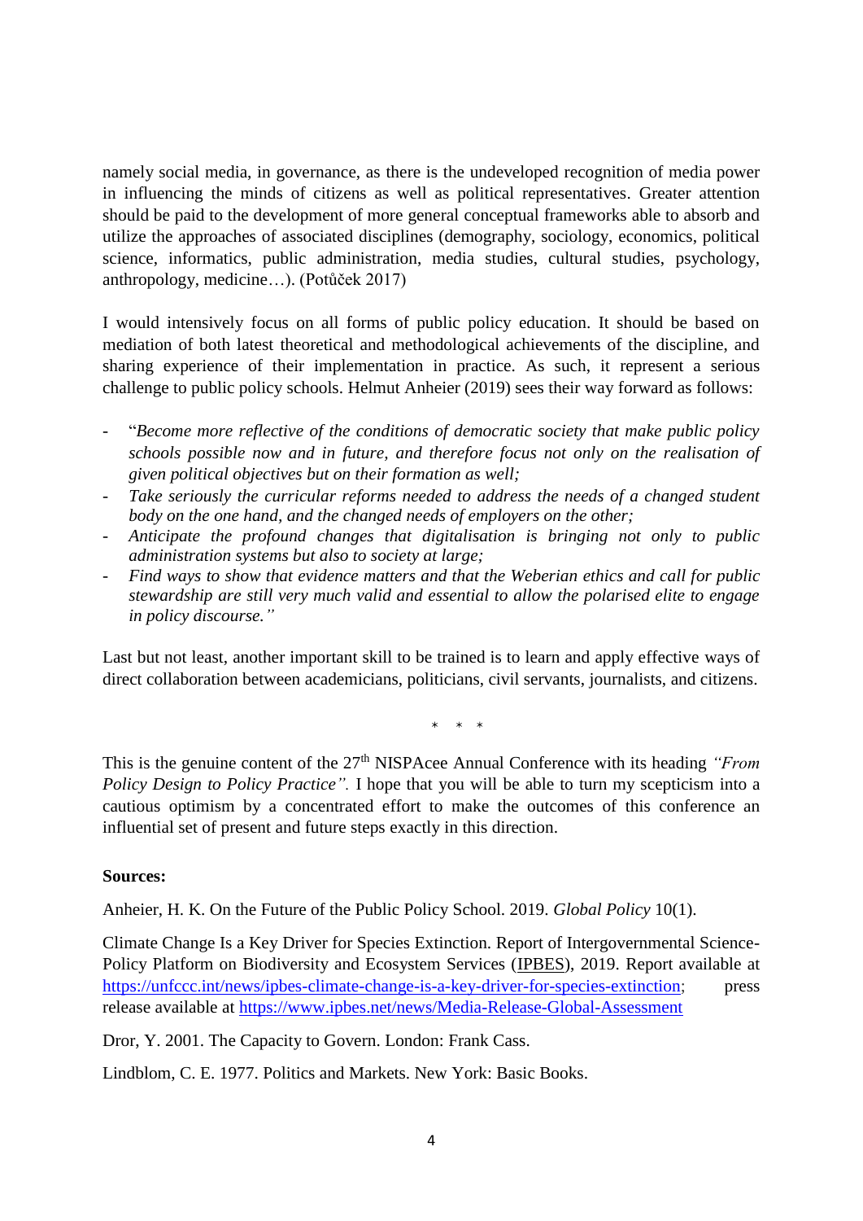namely social media, in governance, as there is the undeveloped recognition of media power in influencing the minds of citizens as well as political representatives. Greater attention should be paid to the development of more general conceptual frameworks able to absorb and utilize the approaches of associated disciplines (demography, sociology, economics, political science, informatics, public administration, media studies, cultural studies, psychology, anthropology, medicine…). (Potůček 2017)

I would intensively focus on all forms of public policy education. It should be based on mediation of both latest theoretical and methodological achievements of the discipline, and sharing experience of their implementation in practice. As such, it represent a serious challenge to public policy schools. Helmut Anheier (2019) sees their way forward as follows:

- "*Become more reflective of the conditions of democratic society that make public policy schools possible now and in future, and therefore focus not only on the realisation of given political objectives but on their formation as well;*
- *Take seriously the curricular reforms needed to address the needs of a changed student body on the one hand, and the changed needs of employers on the other;*
- *Anticipate the profound changes that digitalisation is bringing not only to public administration systems but also to society at large;*
- *Find ways to show that evidence matters and that the Weberian ethics and call for public stewardship are still very much valid and essential to allow the polarised elite to engage in policy discourse."*

Last but not least, another important skill to be trained is to learn and apply effective ways of direct collaboration between academicians, politicians, civil servants, journalists, and citizens.

\* \* \*

This is the genuine content of the 27th NISPAcee Annual Conference with its heading *"From Policy Design to Policy Practice".* I hope that you will be able to turn my scepticism into a cautious optimism by a concentrated effort to make the outcomes of this conference an influential set of present and future steps exactly in this direction.

**Sources:**

Anheier, H. K. On the Future of the Public Policy School. 2019. *Global Policy* 10(1).

Climate Change Is a Key Driver for Species Extinction. Report of Intergovernmental Science-Policy Platform on Biodiversity and Ecosystem Services (IPBES), 2019. Report available at https://unfccc.int/news/ipbes-climate-change-is-a-key-driver-for-species-extinction; press release available at https://www.ipbes.net/news/Media-Release-Global-Assessment

Dror, Y. 2001. The Capacity to Govern. London: Frank Cass.

Lindblom, C. E. 1977. Politics and Markets. New York: Basic Books.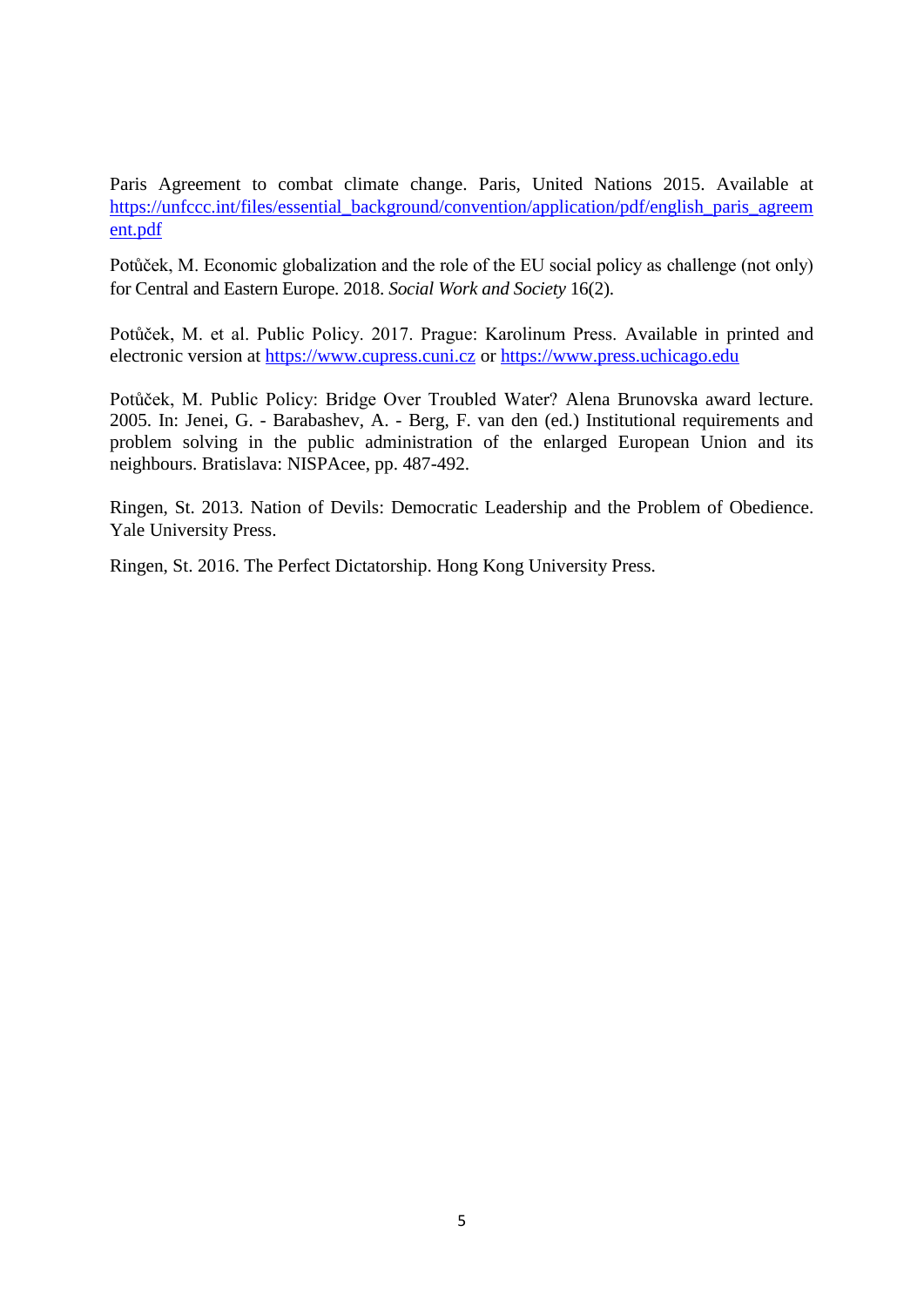Paris Agreement to combat climate change. Paris, United Nations 2015. Available at https://unfccc.int/files/essential_background/convention/application/pdf/english_paris_agreement.pdf

Potůček, M. Economic globalization and the role of the EU social policy as challenge (not only) for Central and Eastern Europe. 2018. *Social Work and Society* 16(2).

Potůček, M. et al. Public Policy. 2017. Prague: Karolinum Press. Available in printed and electronic version at https://www.cupress.cuni.cz or https://www.press.uchicago.edu

Potůček, M. Public Policy: Bridge Over Troubled Water? Alena Brunovska award lecture. 2005. In: Jenei, G. - Barabashev, A. - Berg, F. van den (ed.) Institutional requirements and problem solving in the public administration of the enlarged European Union and its neighbours. Bratislava: NISPAcee, pp. 487-492.

Ringen, St. 2013. Nation of Devils: Democratic Leadership and the Problem of Obedience. Yale University Press.

Ringen, St. 2016. The Perfect Dictatorship. Hong Kong University Press.